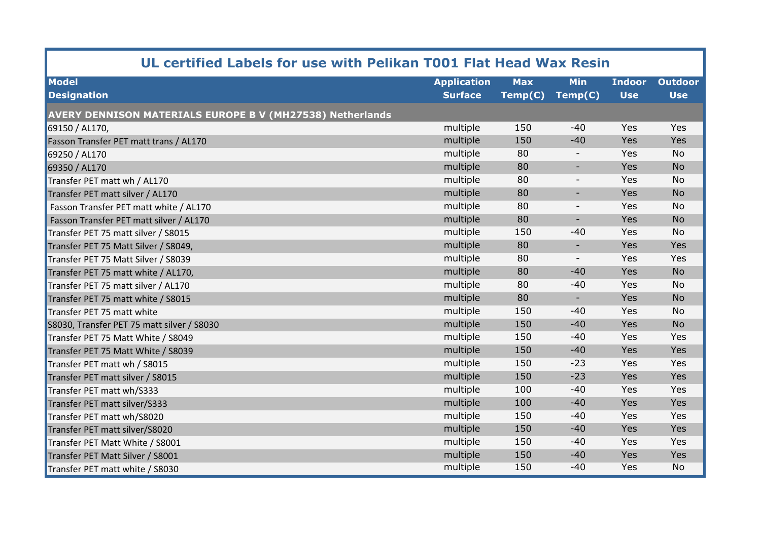# UL certified Labels for use with Pelikan T001 Flat Head Wax Resin

| Model Designation | Application Surface | Max Temp(C) | Min Temp(C) | Indoor Use | Outdoor Use |
|---|---|---|---|---|---|
| **AVERY DENNISON MATERIALS EUROPE B V (MH27538) Netherlands** | | | | | |
| 69150 / AL170, | multiple | 150 | -40 | Yes | Yes |
| Fasson Transfer PET matt trans / AL170 | multiple | 150 | -40 | Yes | Yes |
| 69250 / AL170 | multiple | 80 | - | Yes | No |
| 69350 / AL170 | multiple | 80 | - | Yes | No |
| Transfer PET matt wh / AL170 | multiple | 80 | - | Yes | No |
| Transfer PET matt silver / AL170 | multiple | 80 | - | Yes | No |
| Fasson Transfer PET matt white / AL170 | multiple | 80 | - | Yes | No |
| Fasson Transfer PET matt silver / AL170 | multiple | 80 | - | Yes | No |
| Transfer PET 75 matt silver / S8015 | multiple | 150 | -40 | Yes | No |
| Transfer PET 75 Matt Silver / S8049, | multiple | 80 | - | Yes | Yes |
| Transfer PET 75 Matt Silver / S8039 | multiple | 80 | - | Yes | Yes |
| Transfer PET 75 matt white / AL170, | multiple | 80 | -40 | Yes | No |
| Transfer PET 75 matt silver / AL170 | multiple | 80 | -40 | Yes | No |
| Transfer PET 75 matt white / S8015 | multiple | 80 | - | Yes | No |
| Transfer PET 75 matt white | multiple | 150 | -40 | Yes | No |
| S8030, Transfer PET 75 matt silver / S8030 | multiple | 150 | -40 | Yes | No |
| Transfer PET 75 Matt White / S8049 | multiple | 150 | -40 | Yes | Yes |
| Transfer PET 75 Matt White / S8039 | multiple | 150 | -40 | Yes | Yes |
| Transfer PET matt wh / S8015 | multiple | 150 | -23 | Yes | Yes |
| Transfer PET matt silver / S8015 | multiple | 150 | -23 | Yes | Yes |
| Transfer PET matt wh/S333 | multiple | 100 | -40 | Yes | Yes |
| Transfer PET matt silver/S333 | multiple | 100 | -40 | Yes | Yes |
| Transfer PET matt wh/S8020 | multiple | 150 | -40 | Yes | Yes |
| Transfer PET matt silver/S8020 | multiple | 150 | -40 | Yes | Yes |
| Transfer PET Matt White / S8001 | multiple | 150 | -40 | Yes | Yes |
| Transfer PET Matt Silver / S8001 | multiple | 150 | -40 | Yes | Yes |
| Transfer PET matt white / S8030 | multiple | 150 | -40 | Yes | No |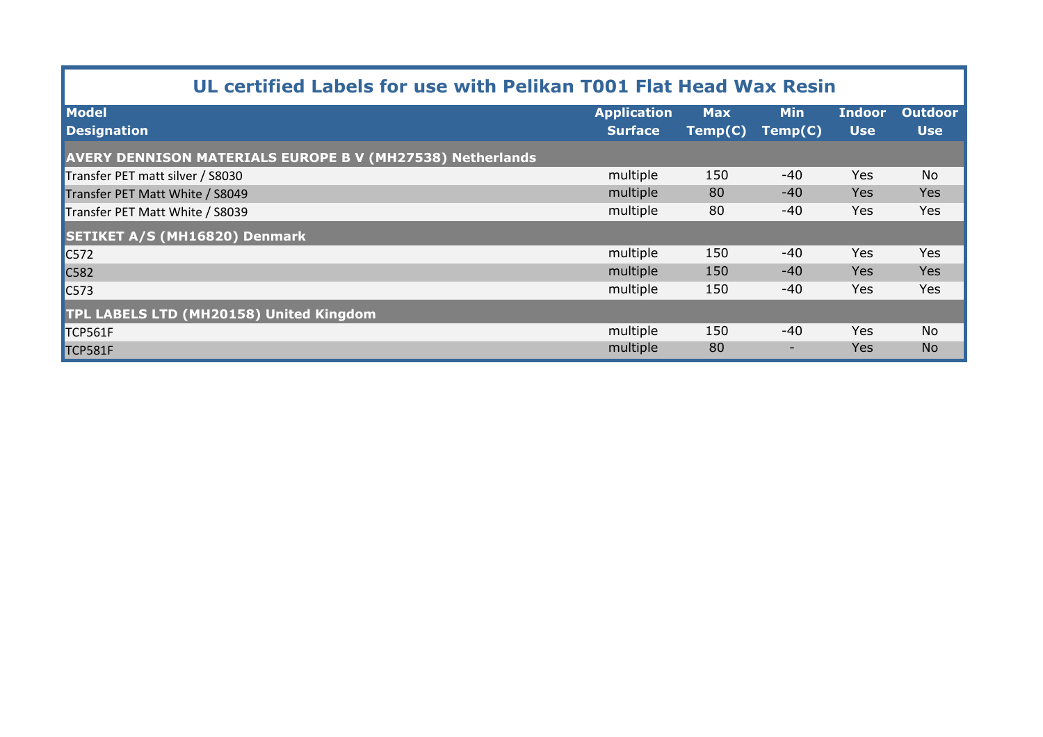# UL certified Labels for use with Pelikan T001 Flat Head Wax Resin

| Model Designation | Application Surface | Max Temp(C) | Min Temp(C) | Indoor Use | Outdoor Use |
|---|---|---|---|---|---|
| **AVERY DENNISON MATERIALS EUROPE B V (MH27538) Netherlands** | | | | | |
| Transfer PET matt silver / S8030 | multiple | 150 | -40 | Yes | No |
| Transfer PET Matt White / S8049 | multiple | 80 | -40 | Yes | Yes |
| Transfer PET Matt White / S8039 | multiple | 80 | -40 | Yes | Yes |
| **SETIKET A/S (MH16820) Denmark** | | | | | |
| C572 | multiple | 150 | -40 | Yes | Yes |
| C582 | multiple | 150 | -40 | Yes | Yes |
| C573 | multiple | 150 | -40 | Yes | Yes |
| **TPL LABELS LTD (MH20158) United Kingdom** | | | | | |
| TCP561F | multiple | 150 | -40 | Yes | No |
| TCP581F | multiple | 80 | - | Yes | No |